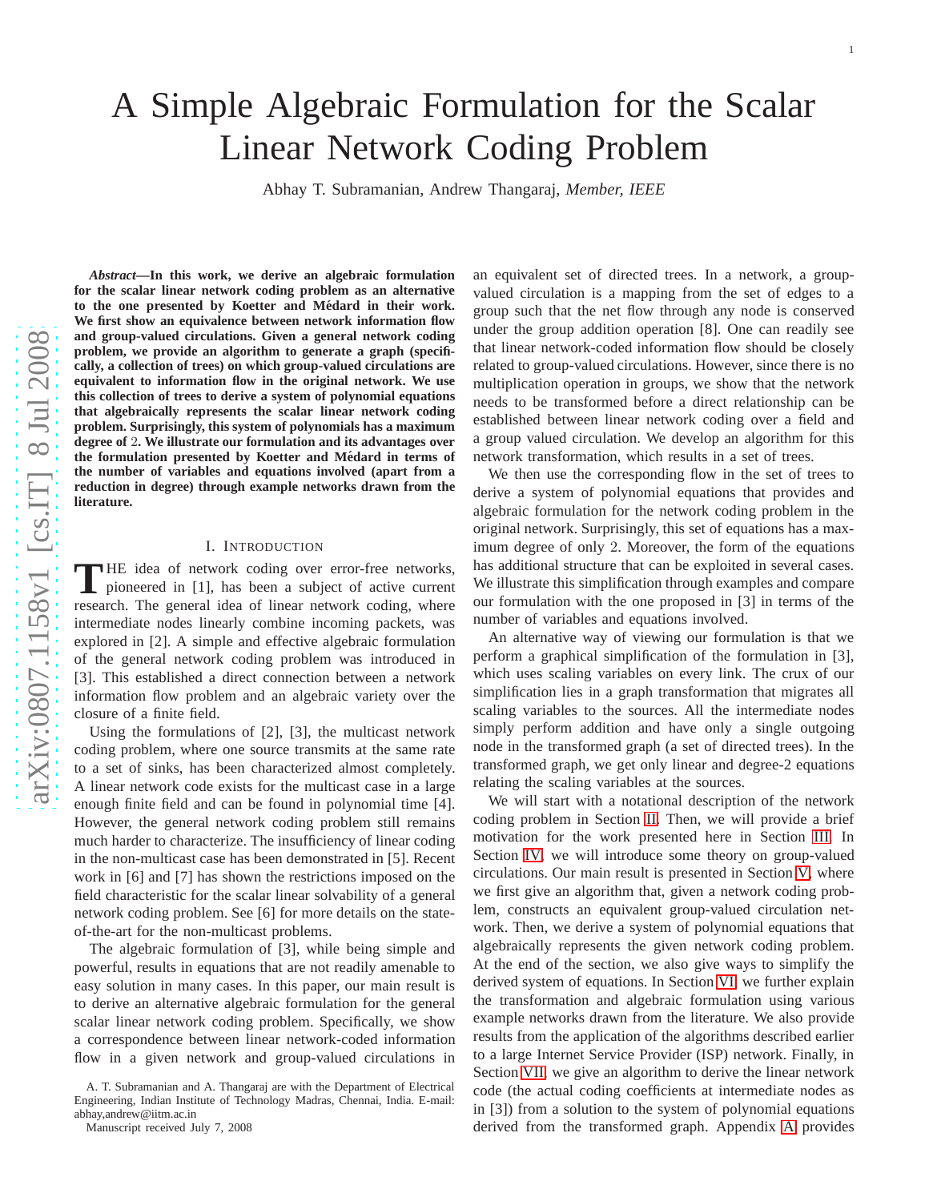# A Simple Algebraic Formulation for the Scalar Linear Network Coding Problem

Abhay T. Subramanian, Andrew Thangaraj, *Member, IEEE*

***Abstract*—In this work, we derive an algebraic formulation for the scalar linear network coding problem as an alternative to the one presented by Koetter and Médard in their work. We first show an equivalence between network information flow and group-valued circulations. Given a general network coding problem, we provide an algorithm to generate a graph (specifically, a collection of trees) on which group-valued circulations are equivalent to information flow in the original network. We use this collection of trees to derive a system of polynomial equations that algebraically represents the scalar linear network coding problem. Surprisingly, this system of polynomials has a maximum degree of 2. We illustrate our formulation and its advantages over the formulation presented by Koetter and Médard in terms of the number of variables and equations involved (apart from a reduction in degree) through example networks drawn from the literature.**

## I. Introduction

The idea of network coding over error-free networks, pioneered in [1], has been a subject of active current research. The general idea of linear network coding, where intermediate nodes linearly combine incoming packets, was explored in [2]. A simple and effective algebraic formulation of the general network coding problem was introduced in [3]. This established a direct connection between a network information flow problem and an algebraic variety over the closure of a finite field.

Using the formulations of [2], [3], the multicast network coding problem, where one source transmits at the same rate to a set of sinks, has been characterized almost completely. A linear network code exists for the multicast case in a large enough finite field and can be found in polynomial time [4]. However, the general network coding problem still remains much harder to characterize. The insufficiency of linear coding in the non-multicast case has been demonstrated in [5]. Recent work in [6] and [7] has shown the restrictions imposed on the field characteristic for the scalar linear solvability of a general network coding problem. See [6] for more details on the state-of-the-art for the non-multicast problems.

The algebraic formulation of [3], while being simple and powerful, results in equations that are not readily amenable to easy solution in many cases. In this paper, our main result is to derive an alternative algebraic formulation for the general scalar linear network coding problem. Specifically, we show a correspondence between linear network-coded information flow in a given network and group-valued circulations in an equivalent set of directed trees. In a network, a group-valued circulation is a mapping from the set of edges to a group such that the net flow through any node is conserved under the group addition operation [8]. One can readily see that linear network-coded information flow should be closely related to group-valued circulations. However, since there is no multiplication operation in groups, we show that the network needs to be transformed before a direct relationship can be established between linear network coding over a field and a group valued circulation. We develop an algorithm for this network transformation, which results in a set of trees.

We then use the corresponding flow in the set of trees to derive a system of polynomial equations that provides and algebraic formulation for the network coding problem in the original network. Surprisingly, this set of equations has a maximum degree of only 2. Moreover, the form of the equations has additional structure that can be exploited in several cases. We illustrate this simplification through examples and compare our formulation with the one proposed in [3] in terms of the number of variables and equations involved.

An alternative way of viewing our formulation is that we perform a graphical simplification of the formulation in [3], which uses scaling variables on every link. The crux of our simplification lies in a graph transformation that migrates all scaling variables to the sources. All the intermediate nodes simply perform addition and have only a single outgoing node in the transformed graph (a set of directed trees). In the transformed graph, we get only linear and degree-2 equations relating the scaling variables at the sources.

We will start with a notational description of the network coding problem in Section II. Then, we will provide a brief motivation for the work presented here in Section III. In Section IV, we will introduce some theory on group-valued circulations. Our main result is presented in Section V, where we first give an algorithm that, given a network coding problem, constructs an equivalent group-valued circulation network. Then, we derive a system of polynomial equations that algebraically represents the given network coding problem. At the end of the section, we also give ways to simplify the derived system of equations. In Section VI, we further explain the transformation and algebraic formulation using various example networks drawn from the literature. We also provide results from the application of the algorithms described earlier to a large Internet Service Provider (ISP) network. Finally, in Section VII, we give an algorithm to derive the linear network code (the actual coding coefficients at intermediate nodes as in [3]) from a solution to the system of polynomial equations derived from the transformed graph. Appendix A provides

A. T. Subramanian and A. Thangaraj are with the Department of Electrical Engineering, Indian Institute of Technology Madras, Chennai, India. E-mail: abhay,andrew@iitm.ac.in

Manuscript received July 7, 2008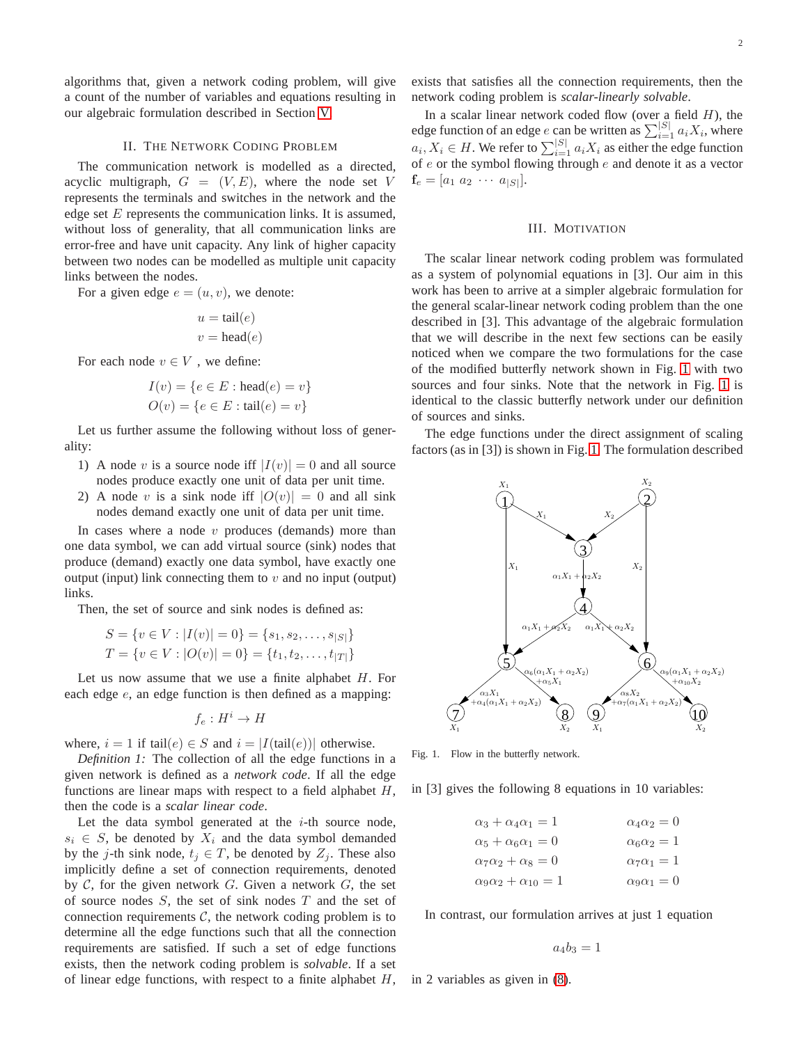algorithms that, given a network coding problem, will give a count of the number of variables and equations resulting in our algebraic formulation described in Section V.

## II. The Network Coding Problem

The communication network is modelled as a directed, acyclic multigraph, $G = (V, E)$, where the node set $V$ represents the terminals and switches in the network and the edge set $E$ represents the communication links. It is assumed, without loss of generality, that all communication links are error-free and have unit capacity. Any link of higher capacity between two nodes can be modelled as multiple unit capacity links between the nodes.

For a given edge $e = (u, v)$, we denote:

$$u = \text{tail}(e)$$
$$v = \text{head}(e)$$

For each node $v \in V$ , we define:

$$I(v) = \{e \in E : \text{head}(e) = v\}$$
$$O(v) = \{e \in E : \text{tail}(e) = v\}$$

Let us further assume the following without loss of generality:

1) A node $v$ is a source node iff $|I(v)| = 0$ and all source nodes produce exactly one unit of data per unit time.
2) A node $v$ is a sink node iff $|O(v)| = 0$ and all sink nodes demand exactly one unit of data per unit time.

In cases where a node $v$ produces (demands) more than one data symbol, we can add virtual source (sink) nodes that produce (demand) exactly one data symbol, have exactly one output (input) link connecting them to $v$ and no input (output) links.

Then, the set of source and sink nodes is defined as:

$$S = \{v \in V : |I(v)| = 0\} = \{s_1, s_2, \ldots, s_{|S|}\}$$
$$T = \{v \in V : |O(v)| = 0\} = \{t_1, t_2, \ldots, t_{|T|}\}$$

Let us now assume that we use a finite alphabet $H$. For each edge $e$, an edge function is then defined as a mapping:

$$f_e : H^i \to H$$

where, $i = 1$ if $\text{tail}(e) \in S$ and $i = |I(\text{tail}(e))|$ otherwise.

*Definition 1:* The collection of all the edge functions in a given network is defined as a *network code*. If all the edge functions are linear maps with respect to a field alphabet $H$, then the code is a *scalar linear code*.

Let the data symbol generated at the $i$-th source node, $s_i \in S$, be denoted by $X_i$ and the data symbol demanded by the $j$-th sink node, $t_j \in T$, be denoted by $Z_j$. These also implicitly define a set of connection requirements, denoted by $\mathcal{C}$, for the given network $G$. Given a network $G$, the set of source nodes $S$, the set of sink nodes $T$ and the set of connection requirements $\mathcal{C}$, the network coding problem is to determine all the edge functions such that all the connection requirements are satisfied. If such a set of edge functions exists, then the network coding problem is *solvable*. If a set of linear edge functions, with respect to a finite alphabet $H$, exists that satisfies all the connection requirements, then the network coding problem is *scalar-linearly solvable*.

In a scalar linear network coded flow (over a field $H$), the edge function of an edge $e$ can be written as $\sum_{i=1}^{|S|} a_i X_i$, where $a_i, X_i \in H$. We refer to $\sum_{i=1}^{|S|} a_i X_i$ as either the edge function of $e$ or the symbol flowing through $e$ and denote it as a vector $\mathbf{f}_e = [a_1 \; a_2 \; \cdots \; a_{|S|}]$.

## III. Motivation

The scalar linear network coding problem was formulated as a system of polynomial equations in [3]. Our aim in this work has been to arrive at a simpler algebraic formulation for the general scalar-linear network coding problem than the one described in [3]. This advantage of the algebraic formulation that we will describe in the next few sections can be easily noticed when we compare the two formulations for the case of the modified butterfly network shown in Fig. 1 with two sources and four sinks. Note that the network in Fig. 1 is identical to the classic butterfly network under our definition of sources and sinks.

The edge functions under the direct assignment of scaling factors (as in [3]) is shown in Fig. 1. The formulation described in [3] gives the following 8 equations in 10 variables:

Fig. 1. Flow in the butterfly network.

$$\alpha_3 + \alpha_4\alpha_1 = 1 \qquad \alpha_4\alpha_2 = 0$$
$$\alpha_5 + \alpha_6\alpha_1 = 0 \qquad \alpha_6\alpha_2 = 1$$
$$\alpha_7\alpha_2 + \alpha_8 = 0 \qquad \alpha_7\alpha_1 = 1$$
$$\alpha_9\alpha_2 + \alpha_{10} = 1 \qquad \alpha_9\alpha_1 = 0$$

In contrast, our formulation arrives at just 1 equation

$$a_4 b_3 = 1$$

in 2 variables as given in (8).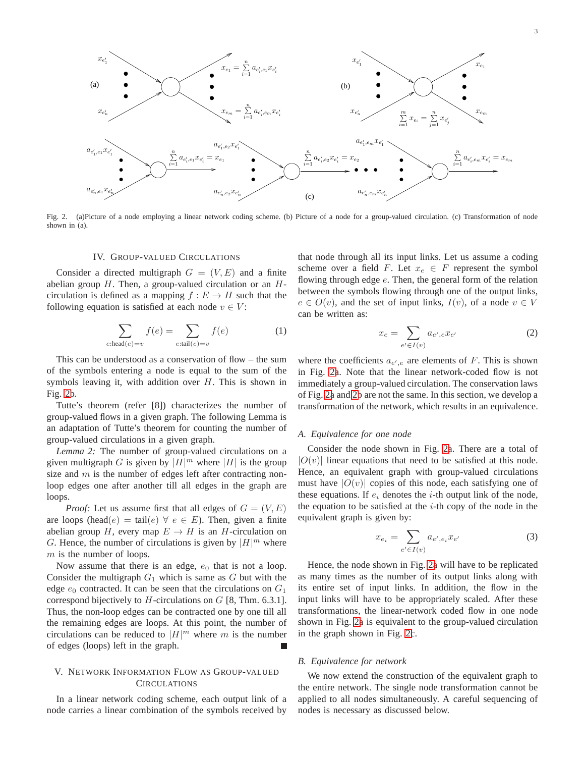Fig. 2. (a)Picture of a node employing a linear network coding scheme. (b) Picture of a node for a group-valued circulation. (c) Transformation of node shown in (a).

## IV. Group-Valued Circulations

Consider a directed multigraph $G = (V, E)$ and a finite abelian group $H$. Then, a group-valued circulation or an $H$-circulation is defined as a mapping $f : E \to H$ such that the following equation is satisfied at each node $v \in V$:

$$\sum_{e:\text{head}(e)=v} f(e) = \sum_{e:\text{tail}(e)=v} f(e) \tag{1}$$

This can be understood as a conservation of flow – the sum of the symbols entering a node is equal to the sum of the symbols leaving it, with addition over $H$. This is shown in Fig. 2b.

Tutte's theorem (refer [8]) characterizes the number of group-valued flows in a given graph. The following Lemma is an adaptation of Tutte's theorem for counting the number of group-valued circulations in a given graph.

*Lemma 2:* The number of group-valued circulations on a given multigraph $G$ is given by $|H|^m$ where $|H|$ is the group size and $m$ is the number of edges left after contracting non-loop edges one after another till all edges in the graph are loops.

*Proof:* Let us assume first that all edges of $G = (V, E)$ are loops (head$(e)$ = tail$(e)$ $\forall$ $e \in E$). Then, given a finite abelian group $H$, every map $E \to H$ is an $H$-circulation on $G$. Hence, the number of circulations is given by $|H|^m$ where $m$ is the number of loops.

Now assume that there is an edge, $e_0$ that is not a loop. Consider the multigraph $G_1$ which is same as $G$ but with the edge $e_0$ contracted. It can be seen that the circulations on $G_1$ correspond bijectively to $H$-circulations on $G$ [8, Thm. 6.3.1]. Thus, the non-loop edges can be contracted one by one till all the remaining edges are loops. At this point, the number of circulations can be reduced to $|H|^m$ where $m$ is the number of edges (loops) left in the graph. ∎

## V. Network Information Flow as Group-Valued Circulations

In a linear network coding scheme, each output link of a node carries a linear combination of the symbols received by that node through all its input links. Let us assume a coding scheme over a field $F$. Let $x_e \in F$ represent the symbol flowing through edge $e$. Then, the general form of the relation between the symbols flowing through one of the output links, $e \in O(v)$, and the set of input links, $I(v)$, of a node $v \in V$ can be written as:

$$x_e = \sum_{e' \in I(v)} a_{e',e} x_{e'} \tag{2}$$

where the coefficients $a_{e',e}$ are elements of $F$. This is shown in Fig. 2a. Note that the linear network-coded flow is not immediately a group-valued circulation. The conservation laws of Fig. 2a and 2b are not the same. In this section, we develop a transformation of the network, which results in an equivalence.

### A. Equivalence for one node

Consider the node shown in Fig. 2a. There are a total of $|O(v)|$ linear equations that need to be satisfied at this node. Hence, an equivalent graph with group-valued circulations must have $|O(v)|$ copies of this node, each satisfying one of these equations. If $e_i$ denotes the $i$-th output link of the node, the equation to be satisfied at the $i$-th copy of the node in the equivalent graph is given by:

$$x_{e_i} = \sum_{e' \in I(v)} a_{e',e_i} x_{e'} \tag{3}$$

Hence, the node shown in Fig. 2a will have to be replicated as many times as the number of its output links along with its entire set of input links. In addition, the flow in the input links will have to be appropriately scaled. After these transformations, the linear-network coded flow in one node shown in Fig. 2a is equivalent to the group-valued circulation in the graph shown in Fig. 2c.

### B. Equivalence for network

We now extend the construction of the equivalent graph to the entire network. The single node transformation cannot be applied to all nodes simultaneously. A careful sequencing of nodes is necessary as discussed below.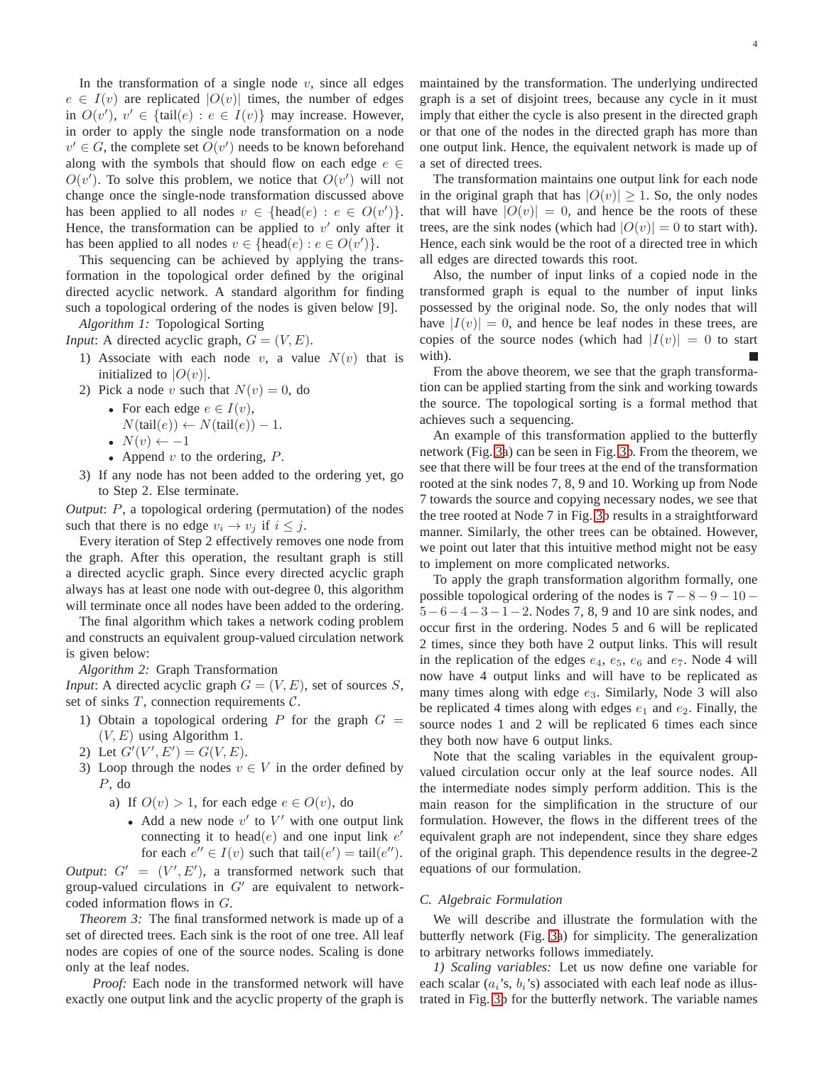In the transformation of a single node $v$, since all edges $e \in I(v)$ are replicated $|O(v)|$ times, the number of edges in $O(v')$, $v' \in \{\text{tail}(e) : e \in I(v)\}$ may increase. However, in order to apply the single node transformation on a node $v' \in G$, the complete set $O(v')$ needs to be known beforehand along with the symbols that should flow on each edge $e \in O(v')$. To solve this problem, we notice that $O(v')$ will not change once the single-node transformation discussed above has been applied to all nodes $v \in \{\text{head}(e) : e \in O(v')\}$. Hence, the transformation can be applied to $v'$ only after it has been applied to all nodes $v \in \{\text{head}(e) : e \in O(v')\}$.

This sequencing can be achieved by applying the transformation in the topological order defined by the original directed acyclic network. A standard algorithm for finding such a topological ordering of the nodes is given below [9].

*Algorithm 1:* Topological Sorting

*Input*: A directed acyclic graph, $G = (V, E)$.

1) Associate with each node $v$, a value $N(v)$ that is initialized to $|O(v)|$.
2) Pick a node $v$ such that $N(v) = 0$, do
   - For each edge $e \in I(v)$, $N(\text{tail}(e)) \leftarrow N(\text{tail}(e)) - 1$.
   - $N(v) \leftarrow -1$
   - Append $v$ to the ordering, $P$.
3) If any node has not been added to the ordering yet, go to Step 2. Else terminate.

*Output*: $P$, a topological ordering (permutation) of the nodes such that there is no edge $v_i \to v_j$ if $i \leq j$.

Every iteration of Step 2 effectively removes one node from the graph. After this operation, the resultant graph is still a directed acyclic graph. Since every directed acyclic graph always has at least one node with out-degree 0, this algorithm will terminate once all nodes have been added to the ordering.

The final algorithm which takes a network coding problem and constructs an equivalent group-valued circulation network is given below:

*Algorithm 2:* Graph Transformation

*Input*: A directed acyclic graph $G = (V, E)$, set of sources $S$, set of sinks $T$, connection requirements $\mathcal{C}$.

1) Obtain a topological ordering $P$ for the graph $G = (V, E)$ using Algorithm 1.
2) Let $G'(V', E') = G(V, E)$.
3) Loop through the nodes $v \in V$ in the order defined by $P$, do
   a) If $O(v) > 1$, for each edge $e \in O(v)$, do
      - Add a new node $v'$ to $V'$ with one output link connecting it to head$(e)$ and one input link $e'$ for each $e'' \in I(v)$ such that $\text{tail}(e') = \text{tail}(e'')$.

*Output*: $G' = (V', E')$, a transformed network such that group-valued circulations in $G'$ are equivalent to network-coded information flows in $G$.

*Theorem 3:* The final transformed network is made up of a set of directed trees. Each sink is the root of one tree. All leaf nodes are copies of one of the source nodes. Scaling is done only at the leaf nodes.

*Proof:* Each node in the transformed network will have exactly one output link and the acyclic property of the graph is maintained by the transformation. The underlying undirected graph is a set of disjoint trees, because any cycle in it must imply that either the cycle is also present in the directed graph or that one of the nodes in the directed graph has more than one output link. Hence, the equivalent network is made up of a set of directed trees.

The transformation maintains one output link for each node in the original graph that has $|O(v)| \geq 1$. So, the only nodes that will have $|O(v)| = 0$, and hence be the roots of these trees, are the sink nodes (which had $|O(v)| = 0$ to start with). Hence, each sink would be the root of a directed tree in which all edges are directed towards this root.

Also, the number of input links of a copied node in the transformed graph is equal to the number of input links possessed by the original node. So, the only nodes that will have $|I(v)| = 0$, and hence be leaf nodes in these trees, are copies of the source nodes (which had $|I(v)| = 0$ to start with). ■

From the above theorem, we see that the graph transformation can be applied starting from the sink and working towards the source. The topological sorting is a formal method that achieves such a sequencing.

An example of this transformation applied to the butterfly network (Fig. 3a) can be seen in Fig. 3b. From the theorem, we see that there will be four trees at the end of the transformation rooted at the sink nodes 7, 8, 9 and 10. Working up from Node 7 towards the source and copying necessary nodes, we see that the tree rooted at Node 7 in Fig. 3b results in a straightforward manner. Similarly, the other trees can be obtained. However, we point out later that this intuitive method might not be easy to implement on more complicated networks.

To apply the graph transformation algorithm formally, one possible topological ordering of the nodes is $7-8-9-10-5-6-4-3-1-2$. Nodes 7, 8, 9 and 10 are sink nodes, and occur first in the ordering. Nodes 5 and 6 will be replicated 2 times, since they both have 2 output links. This will result in the replication of the edges $e_4$, $e_5$, $e_6$ and $e_7$. Node 4 will now have 4 output links and will have to be replicated as many times along with edge $e_3$. Similarly, Node 3 will also be replicated 4 times along with edges $e_1$ and $e_2$. Finally, the source nodes 1 and 2 will be replicated 6 times each since they both now have 6 output links.

Note that the scaling variables in the equivalent group-valued circulation occur only at the leaf source nodes. All the intermediate nodes simply perform addition. This is the main reason for the simplification in the structure of our formulation. However, the flows in the different trees of the equivalent graph are not independent, since they share edges of the original graph. This dependence results in the degree-2 equations of our formulation.

### C. Algebraic Formulation

We will describe and illustrate the formulation with the butterfly network (Fig. 3a) for simplicity. The generalization to arbitrary networks follows immediately.

*1) Scaling variables:* Let us now define one variable for each scalar ($a_i$'s, $b_i$'s) associated with each leaf node as illustrated in Fig. 3b for the butterfly network. The variable names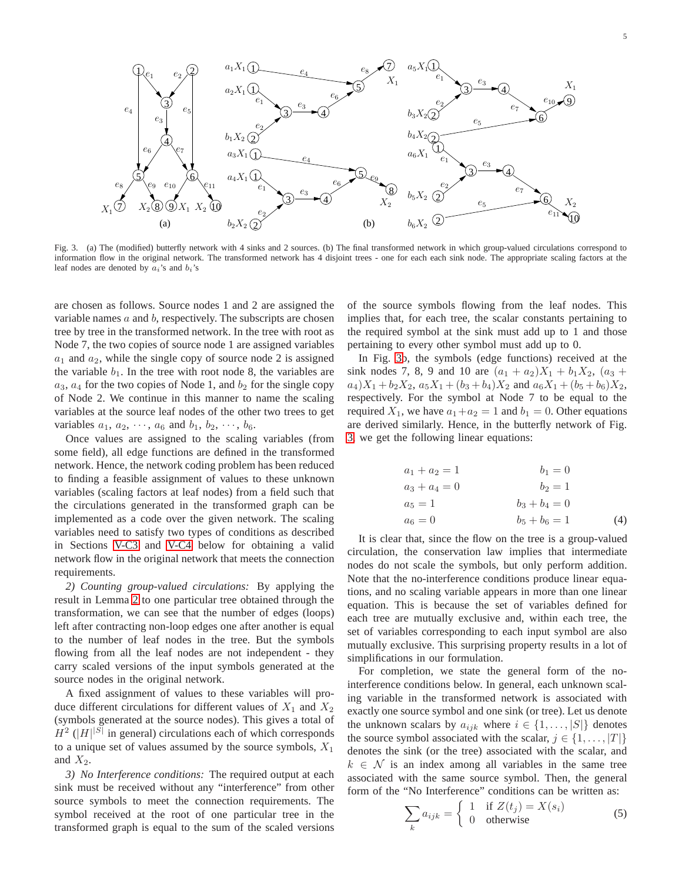Fig. 3. (a) The (modified) butterfly network with 4 sinks and 2 sources. (b) The final transformed network in which group-valued circulations correspond to information flow in the original network. The transformed network has 4 disjoint trees - one for each each sink node. The appropriate scaling factors at the leaf nodes are denoted by $a_i$'s and $b_i$'s

are chosen as follows. Source nodes 1 and 2 are assigned the variable names $a$ and $b$, respectively. The subscripts are chosen tree by tree in the transformed network. In the tree with root as Node 7, the two copies of source node 1 are assigned variables $a_1$ and $a_2$, while the single copy of source node 2 is assigned the variable $b_1$. In the tree with root node 8, the variables are $a_3$, $a_4$ for the two copies of Node 1, and $b_2$ for the single copy of Node 2. We continue in this manner to name the scaling variables at the source leaf nodes of the other two trees to get variables $a_1, a_2, \cdots, a_6$ and $b_1, b_2, \cdots, b_6$.

Once values are assigned to the scaling variables (from some field), all edge functions are defined in the transformed network. Hence, the network coding problem has been reduced to finding a feasible assignment of values to these unknown variables (scaling factors at leaf nodes) from a field such that the circulations generated in the transformed graph can be implemented as a code over the given network. The scaling variables need to satisfy two types of conditions as described in Sections V-C3 and V-C4 below for obtaining a valid network flow in the original network that meets the connection requirements.

*2) Counting group-valued circulations:* By applying the result in Lemma 2 to one particular tree obtained through the transformation, we can see that the number of edges (loops) left after contracting non-loop edges one after another is equal to the number of leaf nodes in the tree. But the symbols flowing from all the leaf nodes are not independent - they carry scaled versions of the input symbols generated at the source nodes in the original network.

A fixed assignment of values to these variables will produce different circulations for different values of $X_1$ and $X_2$ (symbols generated at the source nodes). This gives a total of $H^2$ ($|H|^{|S|}$ in general) circulations each of which corresponds to a unique set of values assumed by the source symbols, $X_1$ and $X_2$.

*3) No Interference conditions:* The required output at each sink must be received without any "interference" from other source symbols to meet the connection requirements. The symbol received at the root of one particular tree in the transformed graph is equal to the sum of the scaled versions of the source symbols flowing from the leaf nodes. This implies that, for each tree, the scalar constants pertaining to the required symbol at the sink must add up to 1 and those pertaining to every other symbol must add up to 0.

In Fig. 3b, the symbols (edge functions) received at the sink nodes 7, 8, 9 and 10 are $(a_1+a_2)X_1 + b_1X_2$, $(a_3 + a_4)X_1 + b_2X_2$, $a_5X_1 + (b_3+b_4)X_2$ and $a_6X_1 + (b_5+b_6)X_2$, respectively. For the symbol at Node 7 to be equal to the required $X_1$, we have $a_1+a_2 = 1$ and $b_1 = 0$. Other equations are derived similarly. Hence, in the butterfly network of Fig. 3, we get the following linear equations:

$$
\begin{aligned}
a_1 + a_2 &= 1 & b_1 &= 0 \\
a_3 + a_4 &= 0 & b_2 &= 1 \\
a_5 &= 1 & b_3 + b_4 &= 0 \\
a_6 &= 0 & b_5 + b_6 &= 1
\end{aligned}
\tag{4}
$$

It is clear that, since the flow on the tree is a group-valued circulation, the conservation law implies that intermediate nodes do not scale the symbols, but only perform addition. Note that the no-interference conditions produce linear equations, and no scaling variable appears in more than one linear equation. This is because the set of variables defined for each tree are mutually exclusive and, within each tree, the set of variables corresponding to each input symbol are also mutually exclusive. This surprising property results in a lot of simplifications in our formulation.

For completion, we state the general form of the no-interference conditions below. In general, each unknown scaling variable in the transformed network is associated with exactly one source symbol and one sink (or tree). Let us denote the unknown scalars by $a_{ijk}$ where $i \in \{1, \ldots, |S|\}$ denotes the source symbol associated with the scalar, $j \in \{1, \ldots, |T|\}$ denotes the sink (or the tree) associated with the scalar, and $k \in \mathcal{N}$ is an index among all variables in the same tree associated with the same source symbol. Then, the general form of the "No Interference" conditions can be written as:

$$
\sum_k a_{ijk} = \begin{cases} 1 & \text{if } Z(t_j) = X(s_i) \\ 0 & \text{otherwise} \end{cases} \tag{5}
$$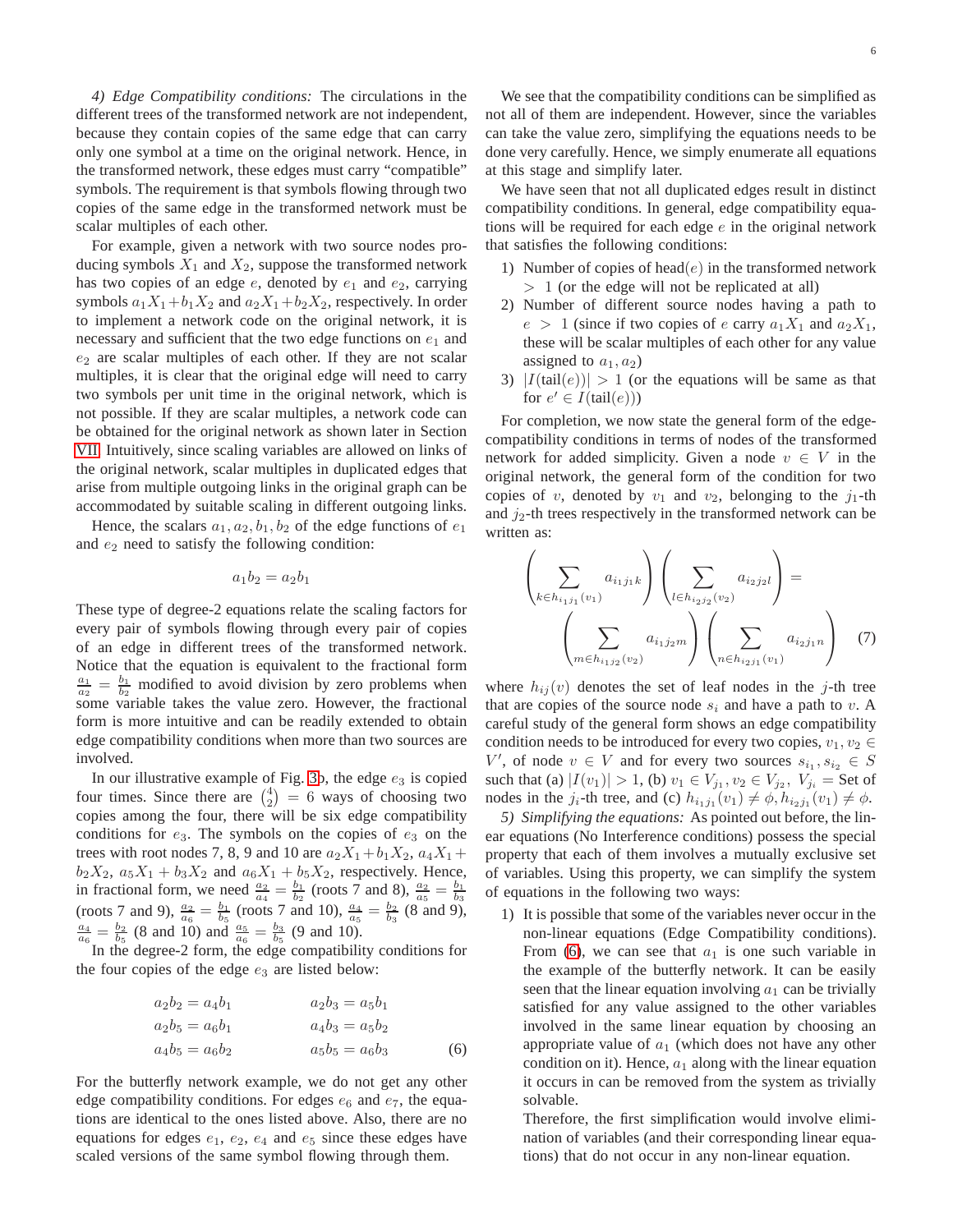*4) Edge Compatibility conditions:* The circulations in the different trees of the transformed network are not independent, because they contain copies of the same edge that can carry only one symbol at a time on the original network. Hence, in the transformed network, these edges must carry "compatible" symbols. The requirement is that symbols flowing through two copies of the same edge in the transformed network must be scalar multiples of each other.

For example, given a network with two source nodes producing symbols $X_1$ and $X_2$, suppose the transformed network has two copies of an edge $e$, denoted by $e_1$ and $e_2$, carrying symbols $a_1X_1+b_1X_2$ and $a_2X_1+b_2X_2$, respectively. In order to implement a network code on the original network, it is necessary and sufficient that the two edge functions on $e_1$ and $e_2$ are scalar multiples of each other. If they are not scalar multiples, it is clear that the original edge will need to carry two symbols per unit time in the original network, which is not possible. If they are scalar multiples, a network code can be obtained for the original network as shown later in Section VII. Intuitively, since scaling variables are allowed on links of the original network, scalar multiples in duplicated edges that arise from multiple outgoing links in the original graph can be accommodated by suitable scaling in different outgoing links.

Hence, the scalars $a_1, a_2, b_1, b_2$ of the edge functions of $e_1$ and $e_2$ need to satisfy the following condition:

$$a_1 b_2 = a_2 b_1$$

These type of degree-2 equations relate the scaling factors for every pair of symbols flowing through every pair of copies of an edge in different trees of the transformed network. Notice that the equation is equivalent to the fractional form $\frac{a_1}{a_2} = \frac{b_1}{b_2}$ modified to avoid division by zero problems when some variable takes the value zero. However, the fractional form is more intuitive and can be readily extended to obtain edge compatibility conditions when more than two sources are involved.

In our illustrative example of Fig. 3b, the edge $e_3$ is copied four times. Since there are $\binom{4}{2} = 6$ ways of choosing two copies among the four, there will be six edge compatibility conditions for $e_3$. The symbols on the copies of $e_3$ on the trees with root nodes 7, 8, 9 and 10 are $a_2X_1+b_1X_2$, $a_4X_1+b_2X_2$, $a_5X_1+b_3X_2$ and $a_6X_1+b_5X_2$, respectively. Hence, in fractional form, we need $\frac{a_2}{a_4} = \frac{b_1}{b_2}$ (roots 7 and 8), $\frac{a_2}{a_5} = \frac{b_1}{b_3}$ (roots 7 and 9), $\frac{a_2}{a_6} = \frac{b_1}{b_5}$ (roots 7 and 10), $\frac{a_4}{a_5} = \frac{b_2}{b_3}$ (8 and 9), $\frac{a_4}{a_6} = \frac{b_2}{b_5}$ (8 and 10) and $\frac{a_5}{a_6} = \frac{b_3}{b_5}$ (9 and 10).

In the degree-2 form, the edge compatibility conditions for the four copies of the edge $e_3$ are listed below:

$$\begin{aligned}
a_2 b_2 &= a_4 b_1 & \qquad a_2 b_3 &= a_5 b_1 \\
a_2 b_5 &= a_6 b_1 & \qquad a_4 b_3 &= a_5 b_2 \\
a_4 b_5 &= a_6 b_2 & \qquad a_5 b_5 &= a_6 b_3
\end{aligned} \tag{6}$$

For the butterfly network example, we do not get any other edge compatibility conditions. For edges $e_6$ and $e_7$, the equations are identical to the ones listed above. Also, there are no equations for edges $e_1$, $e_2$, $e_4$ and $e_5$ since these edges have scaled versions of the same symbol flowing through them.

We see that the compatibility conditions can be simplified as not all of them are independent. However, since the variables can take the value zero, simplifying the equations needs to be done very carefully. Hence, we simply enumerate all equations at this stage and simplify later.

We have seen that not all duplicated edges result in distinct compatibility conditions. In general, edge compatibility equations will be required for each edge $e$ in the original network that satisfies the following conditions:

1) Number of copies of head($e$) in the transformed network $> 1$ (or the edge will not be replicated at all)
2) Number of different source nodes having a path to $e > 1$ (since if two copies of $e$ carry $a_1X_1$ and $a_2X_1$, these will be scalar multiples of each other for any value assigned to $a_1, a_2$)
3) $|I(\text{tail}(e))| > 1$ (or the equations will be same as that for $e' \in I(\text{tail}(e))$)

For completion, we now state the general form of the edge-compatibility conditions in terms of nodes of the transformed network for added simplicity. Given a node $v \in V$ in the original network, the general form of the condition for two copies of $v$, denoted by $v_1$ and $v_2$, belonging to the $j_1$-th and $j_2$-th trees respectively in the transformed network can be written as:

$$\left(\sum_{k \in h_{i_1 j_1}(v_1)} a_{i_1 j_1 k}\right)\left(\sum_{l \in h_{i_2 j_2}(v_2)} a_{i_2 j_2 l}\right) = \left(\sum_{m \in h_{i_1 j_2}(v_2)} a_{i_1 j_2 m}\right)\left(\sum_{n \in h_{i_2 j_1}(v_1)} a_{i_2 j_1 n}\right) \tag{7}$$

where $h_{ij}(v)$ denotes the set of leaf nodes in the $j$-th tree that are copies of the source node $s_i$ and have a path to $v$. A careful study of the general form shows an edge compatibility condition needs to be introduced for every two copies, $v_1, v_2 \in V'$, of node $v \in V$ and for every two sources $s_{i_1}, s_{i_2} \in S$ such that (a) $|I(v_1)| > 1$, (b) $v_1 \in V_{j_1}, v_2 \in V_{j_2},\ V_{j_i} =$ Set of nodes in the $j_i$-th tree, and (c) $h_{i_1 j_1}(v_1) \neq \phi, h_{i_2 j_1}(v_1) \neq \phi$.

*5) Simplifying the equations:* As pointed out before, the linear equations (No Interference conditions) possess the special property that each of them involves a mutually exclusive set of variables. Using this property, we can simplify the system of equations in the following two ways:

1) It is possible that some of the variables never occur in the non-linear equations (Edge Compatibility conditions). From (6), we can see that $a_1$ is one such variable in the example of the butterfly network. It can be easily seen that the linear equation involving $a_1$ can be trivially satisfied for any value assigned to the other variables involved in the same linear equation by choosing an appropriate value of $a_1$ (which does not have any other condition on it). Hence, $a_1$ along with the linear equation it occurs in can be removed from the system as trivially solvable.

   Therefore, the first simplification would involve elimination of variables (and their corresponding linear equations) that do not occur in any non-linear equation.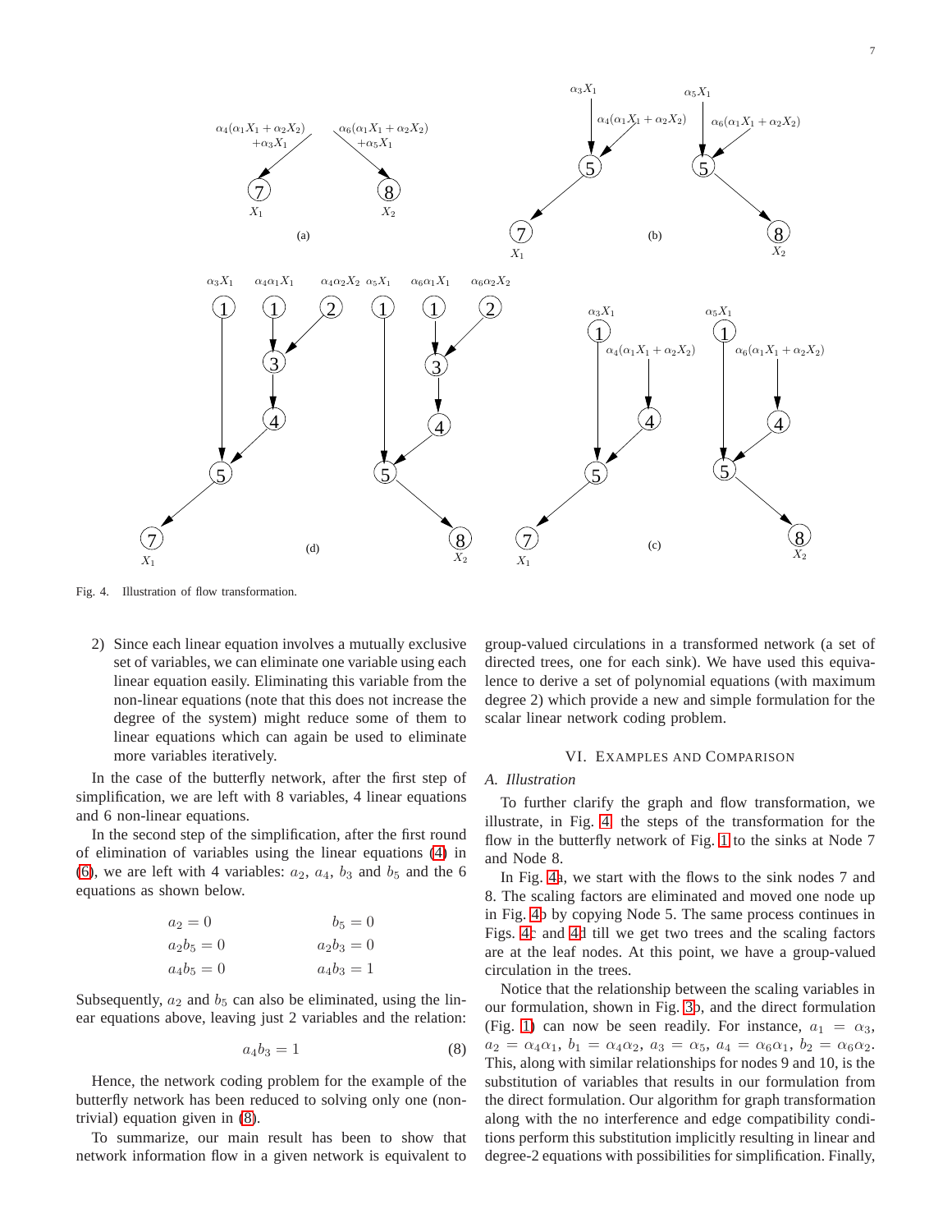Fig. 4. Illustration of flow transformation.

2) Since each linear equation involves a mutually exclusive set of variables, we can eliminate one variable using each linear equation easily. Eliminating this variable from the non-linear equations (note that this does not increase the degree of the system) might reduce some of them to linear equations which can again be used to eliminate more variables iteratively.

In the case of the butterfly network, after the first step of simplification, we are left with 8 variables, 4 linear equations and 6 non-linear equations.

In the second step of the simplification, after the first round of elimination of variables using the linear equations (4) in (6), we are left with 4 variables: $a_2$, $a_4$, $b_3$ and $b_5$ and the 6 equations as shown below.

$$
\begin{aligned}
a_2 &= 0 & b_5 &= 0 \\
a_2 b_5 &= 0 & a_2 b_3 &= 0 \\
a_4 b_5 &= 0 & a_4 b_3 &= 1
\end{aligned}
$$

Subsequently, $a_2$ and $b_5$ can also be eliminated, using the linear equations above, leaving just 2 variables and the relation:

$$
a_4 b_3 = 1 \tag{8}
$$

Hence, the network coding problem for the example of the butterfly network has been reduced to solving only one (non-trivial) equation given in (8).

To summarize, our main result has been to show that network information flow in a given network is equivalent to group-valued circulations in a transformed network (a set of directed trees, one for each sink). We have used this equivalence to derive a set of polynomial equations (with maximum degree 2) which provide a new and simple formulation for the scalar linear network coding problem.

## VI. Examples and Comparison

### A. Illustration

To further clarify the graph and flow transformation, we illustrate, in Fig. 4, the steps of the transformation for the flow in the butterfly network of Fig. 1 to the sinks at Node 7 and Node 8.

In Fig. 4a, we start with the flows to the sink nodes 7 and 8. The scaling factors are eliminated and moved one node up in Fig. 4b by copying Node 5. The same process continues in Figs. 4c and 4d till we get two trees and the scaling factors are at the leaf nodes. At this point, we have a group-valued circulation in the trees.

Notice that the relationship between the scaling variables in our formulation, shown in Fig. 3b, and the direct formulation (Fig. 1) can now be seen readily. For instance, $a_1 = \alpha_3$, $a_2 = \alpha_4\alpha_1$, $b_1 = \alpha_4\alpha_2$, $a_3 = \alpha_5$, $a_4 = \alpha_6\alpha_1$, $b_2 = \alpha_6\alpha_2$. This, along with similar relationships for nodes 9 and 10, is the substitution of variables that results in our formulation from the direct formulation. Our algorithm for graph transformation along with the no interference and edge compatibility conditions perform this substitution implicitly resulting in linear and degree-2 equations with possibilities for simplification. Finally,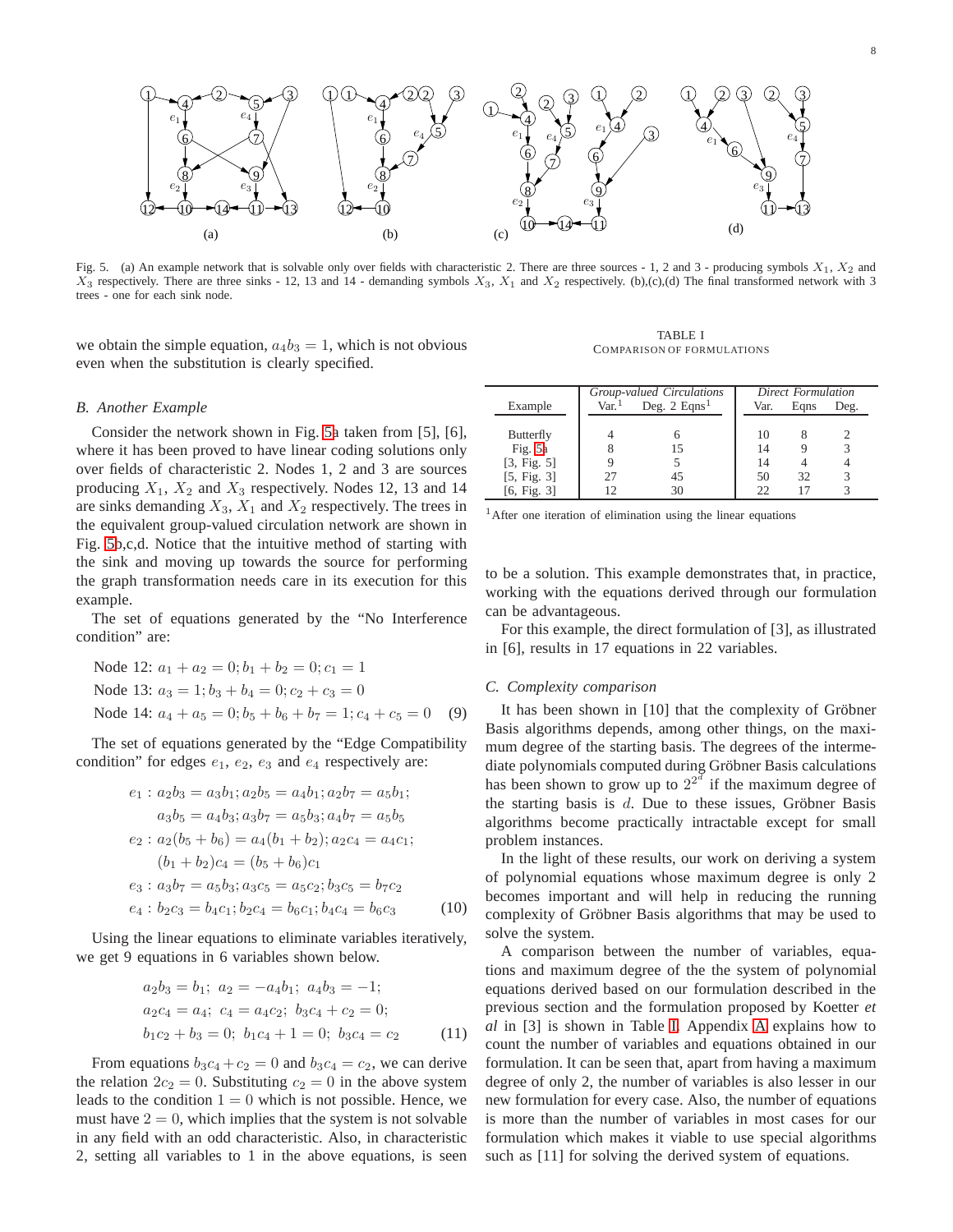Fig. 5. (a) An example network that is solvable only over fields with characteristic 2. There are three sources - 1, 2 and 3 - producing symbols $X_1$, $X_2$ and $X_3$ respectively. There are three sinks - 12, 13 and 14 - demanding symbols $X_3$, $X_1$ and $X_2$ respectively. (b),(c),(d) The final transformed network with 3 trees - one for each sink node.

we obtain the simple equation, $a_4b_3 = 1$, which is not obvious even when the substitution is clearly specified.

### B. Another Example

Consider the network shown in Fig. 5a taken from [5], [6], where it has been proved to have linear coding solutions only over fields of characteristic 2. Nodes 1, 2 and 3 are sources producing $X_1$, $X_2$ and $X_3$ respectively. Nodes 12, 13 and 14 are sinks demanding $X_3$, $X_1$ and $X_2$ respectively. The trees in the equivalent group-valued circulation network are shown in Fig. 5b,c,d. Notice that the intuitive method of starting with the sink and moving up towards the source for performing the graph transformation needs care in its execution for this example.

The set of equations generated by the "No Interference condition" are:

$$\begin{aligned}
&\text{Node 12: } a_1 + a_2 = 0; b_1 + b_2 = 0; c_1 = 1 \\
&\text{Node 13: } a_3 = 1; b_3 + b_4 = 0; c_2 + c_3 = 0 \\
&\text{Node 14: } a_4 + a_5 = 0; b_5 + b_6 + b_7 = 1; c_4 + c_5 = 0 \quad (9)
\end{aligned}$$

The set of equations generated by the "Edge Compatibility condition" for edges $e_1$, $e_2$, $e_3$ and $e_4$ respectively are:

$$\begin{aligned}
e_1 &: a_2b_3 = a_3b_1; a_2b_5 = a_4b_1; a_2b_7 = a_5b_1; \\
&\quad a_3b_5 = a_4b_3; a_3b_7 = a_5b_3; a_4b_7 = a_5b_5 \\
e_2 &: a_2(b_5 + b_6) = a_4(b_1 + b_2); a_2c_4 = a_4c_1; \\
&\quad (b_1 + b_2)c_4 = (b_5 + b_6)c_1 \\
e_3 &: a_3b_7 = a_5b_3; a_3c_5 = a_5c_2; b_3c_5 = b_7c_2 \\
e_4 &: b_2c_3 = b_4c_1; b_2c_4 = b_6c_1; b_4c_4 = b_6c_3 \quad (10)
\end{aligned}$$

Using the linear equations to eliminate variables iteratively, we get 9 equations in 6 variables shown below.

$$\begin{aligned}
&a_2b_3 = b_1;\ a_2 = -a_4b_1;\ a_4b_3 = -1; \\
&a_2c_4 = a_4;\ c_4 = a_4c_2;\ b_3c_4 + c_2 = 0; \\
&b_1c_2 + b_3 = 0;\ b_1c_4 + 1 = 0;\ b_3c_4 = c_2 \quad (11)
\end{aligned}$$

From equations $b_3c_4 + c_2 = 0$ and $b_3c_4 = c_2$, we can derive the relation $2c_2 = 0$. Substituting $c_2 = 0$ in the above system leads to the condition $1 = 0$ which is not possible. Hence, we must have $2 = 0$, which implies that the system is not solvable in any field with an odd characteristic. Also, in characteristic 2, setting all variables to 1 in the above equations, is seen to be a solution. This example demonstrates that, in practice, working with the equations derived through our formulation can be advantageous.

For this example, the direct formulation of [3], as illustrated in [6], results in 17 equations in 22 variables.

TABLE I
COMPARISON OF FORMULATIONS

| Example | *Group-valued Circulations* | | *Direct Formulation* | | |
|---|---|---|---|---|---|
| | Var.[1] | Deg. 2 Eqns[1] | Var. | Eqns | Deg. |
| Butterfly | 4 | 6 | 10 | 8 | 2 |
| Fig. 5a | 8 | 15 | 14 | 9 | 3 |
| [3, Fig. 5] | 9 | 5 | 14 | 4 | 4 |
| [5, Fig. 3] | 27 | 45 | 50 | 32 | 3 |
| [6, Fig. 3] | 12 | 30 | 22 | 17 | 3 |

[1]After one iteration of elimination using the linear equations

### C. Complexity comparison

It has been shown in [10] that the complexity of Gröbner Basis algorithms depends, among other things, on the maximum degree of the starting basis. The degrees of the intermediate polynomials computed during Gröbner Basis calculations has been shown to grow up to $2^{2^d}$ if the maximum degree of the starting basis is $d$. Due to these issues, Gröbner Basis algorithms become practically intractable except for small problem instances.

In the light of these results, our work on deriving a system of polynomial equations whose maximum degree is only 2 becomes important and will help in reducing the running complexity of Gröbner Basis algorithms that may be used to solve the system.

A comparison between the number of variables, equations and maximum degree of the the system of polynomial equations derived based on our formulation described in the previous section and the formulation proposed by Koetter *et al* in [3] is shown in Table I. Appendix A explains how to count the number of variables and equations obtained in our formulation. It can be seen that, apart from having a maximum degree of only 2, the number of variables is also lesser in our new formulation for every case. Also, the number of equations is more than the number of variables in most cases for our formulation which makes it viable to use special algorithms such as [11] for solving the derived system of equations.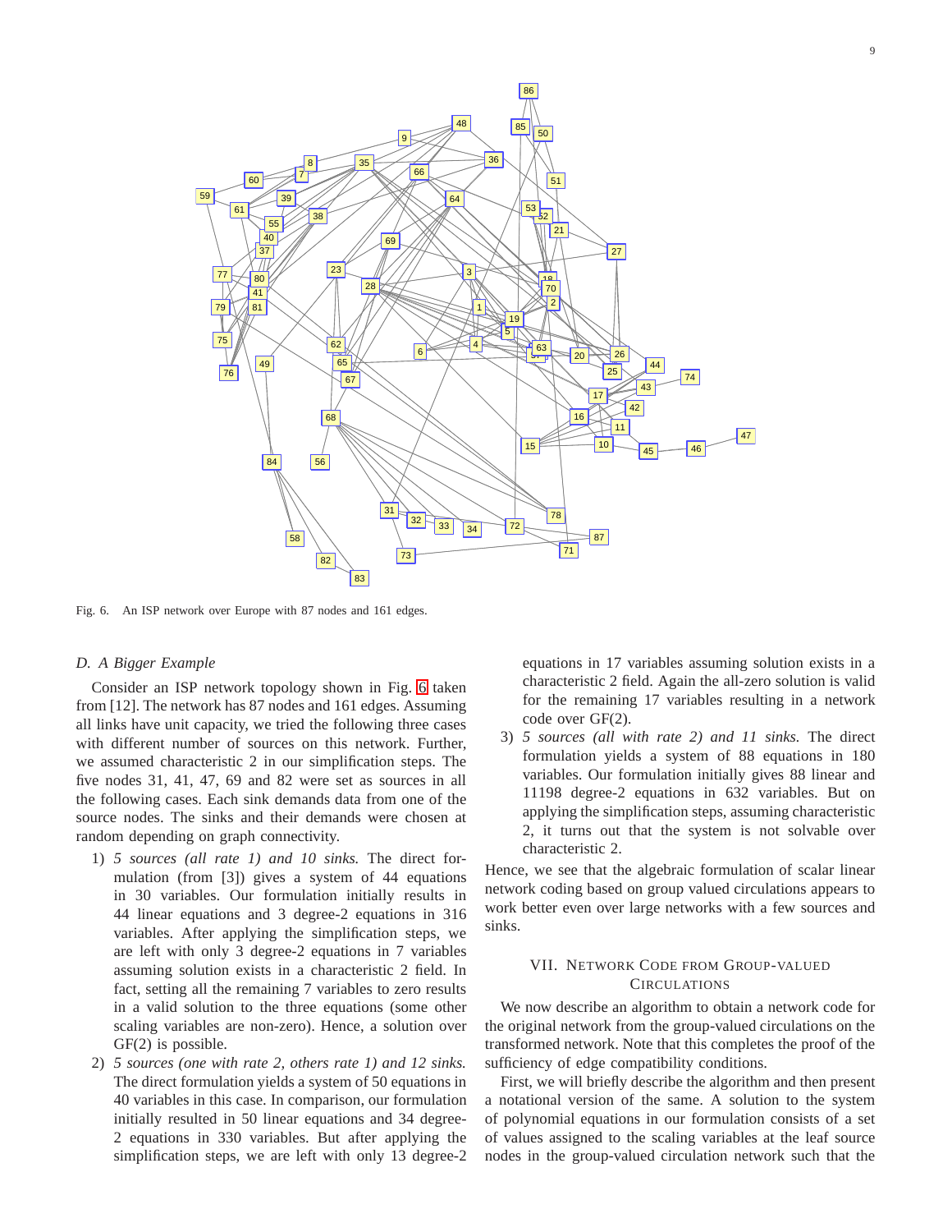Fig. 6. An ISP network over Europe with 87 nodes and 161 edges.

### D. A Bigger Example

Consider an ISP network topology shown in Fig. 6 taken from [12]. The network has 87 nodes and 161 edges. Assuming all links have unit capacity, we tried the following three cases with different number of sources on this network. Further, we assumed characteristic 2 in our simplification steps. The five nodes 31, 41, 47, 69 and 82 were set as sources in all the following cases. Each sink demands data from one of the source nodes. The sinks and their demands were chosen at random depending on graph connectivity.

1) *5 sources (all rate 1) and 10 sinks.* The direct formulation (from [3]) gives a system of 44 equations in 30 variables. Our formulation initially results in 44 linear equations and 3 degree-2 equations in 316 variables. After applying the simplification steps, we are left with only 3 degree-2 equations in 7 variables assuming solution exists in a characteristic 2 field. In fact, setting all the remaining 7 variables to zero results in a valid solution to the three equations (some other scaling variables are non-zero). Hence, a solution over GF(2) is possible.
2) *5 sources (one with rate 2, others rate 1) and 12 sinks.* The direct formulation yields a system of 50 equations in 40 variables in this case. In comparison, our formulation initially resulted in 50 linear equations and 34 degree-2 equations in 330 variables. But after applying the simplification steps, we are left with only 13 degree-2 equations in 17 variables assuming solution exists in a characteristic 2 field. Again the all-zero solution is valid for the remaining 17 variables resulting in a network code over GF(2).
3) *5 sources (all with rate 2) and 11 sinks.* The direct formulation yields a system of 88 equations in 180 variables. Our formulation initially gives 88 linear and 11198 degree-2 equations in 632 variables. But on applying the simplification steps, assuming characteristic 2, it turns out that the system is not solvable over characteristic 2.

Hence, we see that the algebraic formulation of scalar linear network coding based on group valued circulations appears to work better even over large networks with a few sources and sinks.

## VII. Network Code from Group-Valued Circulations

We now describe an algorithm to obtain a network code for the original network from the group-valued circulations on the transformed network. Note that this completes the proof of the sufficiency of edge compatibility conditions.

First, we will briefly describe the algorithm and then present a notational version of the same. A solution to the system of polynomial equations in our formulation consists of a set of values assigned to the scaling variables at the leaf source nodes in the group-valued circulation network such that the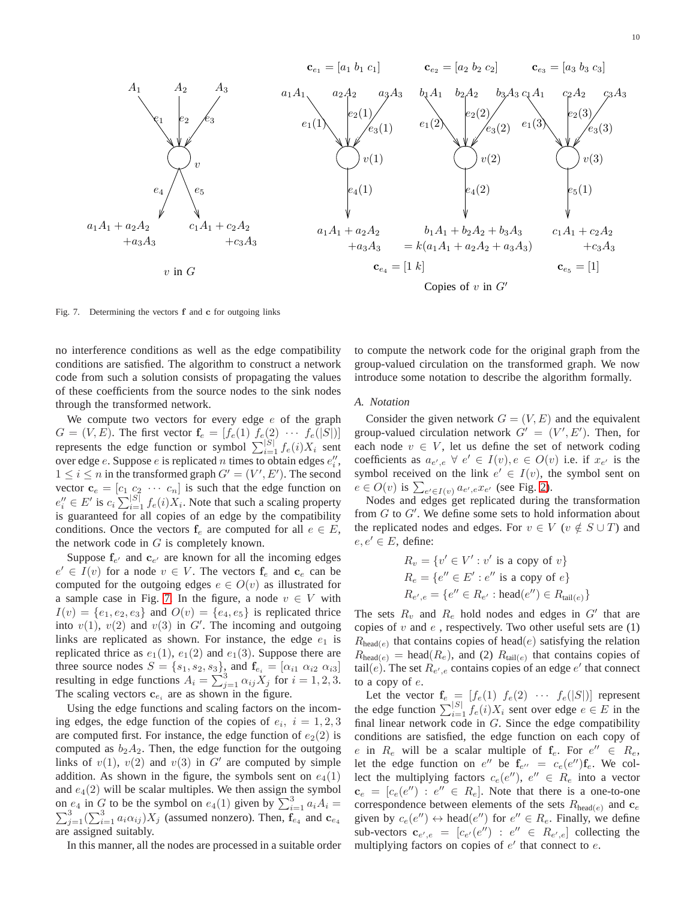Fig. 7. Determining the vectors $\mathbf{f}$ and $\mathbf{c}$ for outgoing links

no interference conditions as well as the edge compatibility conditions are satisfied. The algorithm to construct a network code from such a solution consists of propagating the values of these coefficients from the source nodes to the sink nodes through the transformed network.

We compute two vectors for every edge $e$ of the graph $G = (V, E)$. The first vector $\mathbf{f}_e = [f_e(1)\ f_e(2)\ \cdots\ f_e(|S|)]$ represents the edge function or symbol $\sum_{i=1}^{|S|} f_e(i)X_i$ sent over edge $e$. Suppose $e$ is replicated $n$ times to obtain edges $e''_i$, $1 \le i \le n$ in the transformed graph $G' = (V', E')$. The second vector $\mathbf{c}_e = [c_1\ c_2\ \cdots\ c_n]$ is such that the edge function on $e''_i \in E'$ is $c_i \sum_{i=1}^{|S|} f_e(i)X_i$. Note that such a scaling property is guaranteed for all copies of an edge by the compatibility conditions. Once the vectors $\mathbf{f}_e$ are computed for all $e \in E$, the network code in $G$ is completely known.

Suppose $\mathbf{f}_{e'}$ and $\mathbf{c}_{e'}$ are known for all the incoming edges $e' \in I(v)$ for a node $v \in V$. The vectors $\mathbf{f}_e$ and $\mathbf{c}_e$ can be computed for the outgoing edges $e \in O(v)$ as illustrated for a sample case in Fig. 7. In the figure, a node $v \in V$ with $I(v) = \{e_1, e_2, e_3\}$ and $O(v) = \{e_4, e_5\}$ is replicated thrice into $v(1)$, $v(2)$ and $v(3)$ in $G'$. The incoming and outgoing links are replicated as shown. For instance, the edge $e_1$ is replicated thrice as $e_1(1)$, $e_1(2)$ and $e_1(3)$. Suppose there are three source nodes $S = \{s_1, s_2, s_3\}$, and $\mathbf{f}_{e_i} = [\alpha_{i1}\ \alpha_{i2}\ \alpha_{i3}]$ resulting in edge functions $A_i = \sum_{j=1}^{3} \alpha_{ij} X_j$ for $i = 1, 2, 3$. The scaling vectors $\mathbf{c}_{e_i}$ are as shown in the figure.

Using the edge functions and scaling factors on the incoming edges, the edge function of the copies of $e_i$, $i = 1, 2, 3$ are computed first. For instance, the edge function of $e_2(2)$ is computed as $b_2 A_2$. Then, the edge function for the outgoing links of $v(1)$, $v(2)$ and $v(3)$ in $G'$ are computed by simple addition. As shown in the figure, the symbols sent on $e_4(1)$ and $e_4(2)$ will be scalar multiples. We then assign the symbol on $e_4$ in $G$ to be the symbol on $e_4(1)$ given by $\sum_{i=1}^{3} a_i A_i = \sum_{j=1}^{3} (\sum_{i=1}^{3} a_i \alpha_{ij}) X_j$ (assumed nonzero). Then, $\mathbf{f}_{e_4}$ and $\mathbf{c}_{e_4}$ are assigned suitably.

In this manner, all the nodes are processed in a suitable order to compute the network code for the original graph from the group-valued circulation on the transformed graph. We now introduce some notation to describe the algorithm formally.

### A. Notation

Consider the given network $G = (V, E)$ and the equivalent group-valued circulation network $G' = (V', E')$. Then, for each node $v \in V$, let us define the set of network coding coefficients as $a_{e',e}\ \forall\ e' \in I(v), e \in O(v)$ i.e. if $x_{e'}$ is the symbol received on the link $e' \in I(v)$, the symbol sent on $e \in O(v)$ is $\sum_{e' \in I(v)} a_{e',e} x_{e'}$ (see Fig. 2).

Nodes and edges get replicated during the transformation from $G$ to $G'$. We define some sets to hold information about the replicated nodes and edges. For $v \in V$ ($v \notin S \cup T$) and $e, e' \in E$, define:

$$R_v = \{v' \in V' : v' \text{ is a copy of } v\}$$
$$R_e = \{e'' \in E' : e'' \text{ is a copy of } e\}$$
$$R_{e',e} = \{e'' \in R_{e'} : \text{head}(e'') \in R_{\text{tail}(e)}\}$$

The sets $R_v$ and $R_e$ hold nodes and edges in $G'$ that are copies of $v$ and $e$ , respectively. Two other useful sets are (1) $R_{\text{head}(e)}$ that contains copies of head$(e)$ satisfying the relation $R_{\text{head}(e)} = \text{head}(R_e)$, and (2) $R_{\text{tail}(e)}$ that contains copies of tail$(e)$. The set $R_{e',e}$ contains copies of an edge $e'$ that connect to a copy of $e$.

Let the vector $\mathbf{f}_e = [f_e(1)\ f_e(2)\ \cdots\ f_e(|S|)]$ represent the edge function $\sum_{i=1}^{|S|} f_e(i)X_i$ sent over edge $e \in E$ in the final linear network code in $G$. Since the edge compatibility conditions are satisfied, the edge function on each copy of $e$ in $R_e$ will be a scalar multiple of $\mathbf{f}_e$. For $e'' \in R_e$, let the edge function on $e''$ be $\mathbf{f}_{e''} = c_e(e'')\mathbf{f}_e$. We collect the multiplying factors $c_e(e'')$, $e'' \in R_e$ into a vector $\mathbf{c}_e = [c_e(e'') : e'' \in R_e]$. Note that there is a one-to-one correspondence between elements of the sets $R_{\text{head}(e)}$ and $\mathbf{c}_e$ given by $c_e(e'') \leftrightarrow \text{head}(e'')$ for $e'' \in R_e$. Finally, we define sub-vectors $\mathbf{c}_{e',e} = [c_{e'}(e'') : e'' \in R_{e',e}]$ collecting the multiplying factors on copies of $e'$ that connect to $e$.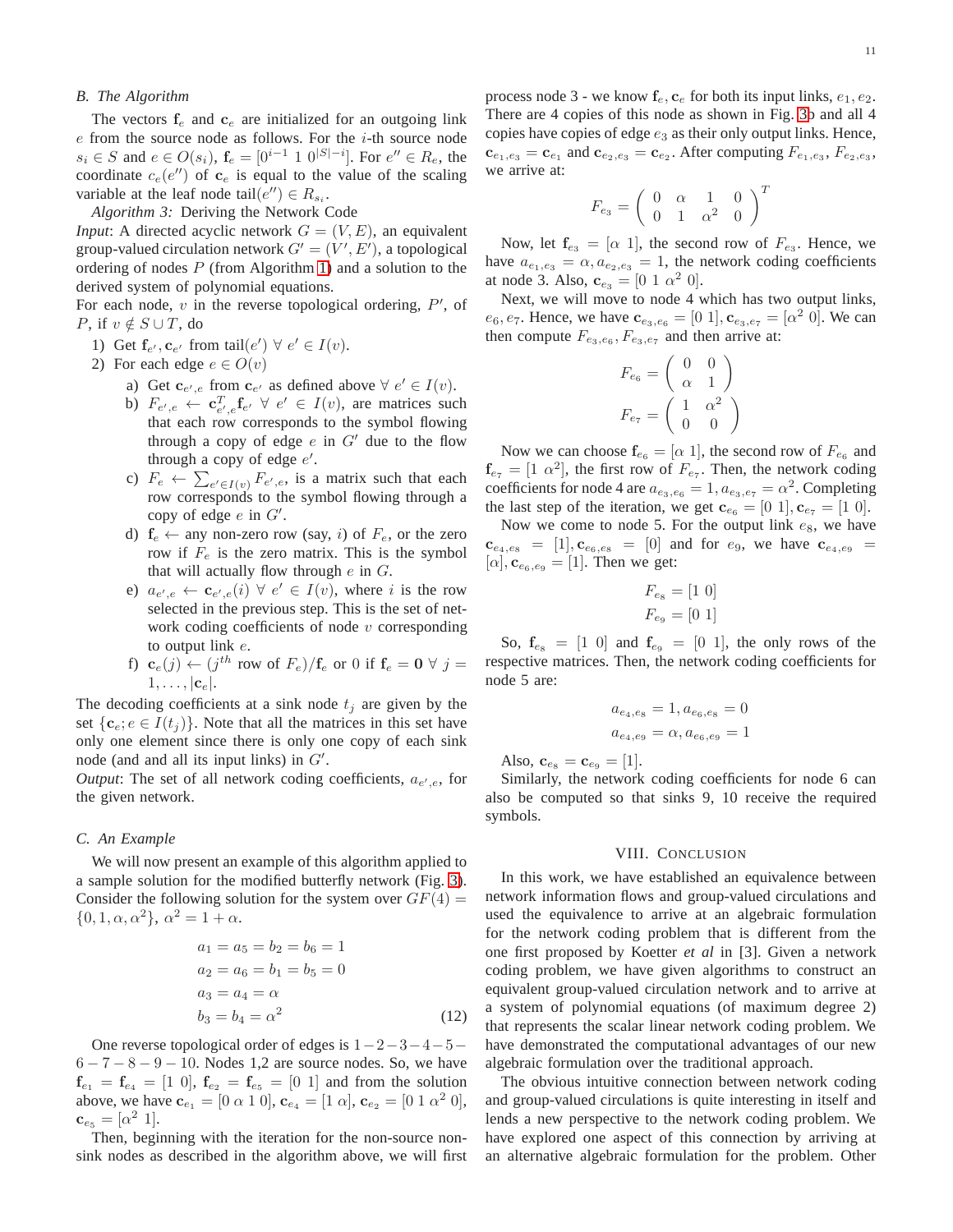### B. The Algorithm

The vectors $\mathbf{f}_e$ and $\mathbf{c}_e$ are initialized for an outgoing link $e$ from the source node as follows. For the $i$-th source node $s_i \in S$ and $e \in O(s_i)$, $\mathbf{f}_e = [0^{i-1}\ 1\ 0^{|S|-i}]$. For $e'' \in R_e$, the coordinate $c_e(e'')$ of $\mathbf{c}_e$ is equal to the value of the scaling variable at the leaf node tail$(e'') \in R_{s_i}$.

*Algorithm 3:* Deriving the Network Code

*Input*: A directed acyclic network $G = (V, E)$, an equivalent group-valued circulation network $G' = (V', E')$, a topological ordering of nodes $P$ (from Algorithm 1) and a solution to the derived system of polynomial equations.

For each node, $v$ in the reverse topological ordering, $P'$, of $P$, if $v \notin S \cup T$, do

1) Get $\mathbf{f}_{e'}, \mathbf{c}_{e'}$ from tail$(e')$ $\forall\ e' \in I(v)$.
2) For each edge $e \in O(v)$
   a) Get $\mathbf{c}_{e',e}$ from $\mathbf{c}_{e'}$ as defined above $\forall\ e' \in I(v)$.
   b) $F_{e',e} \leftarrow \mathbf{c}_{e',e}^T \mathbf{f}_{e'}$ $\forall\ e' \in I(v)$, are matrices such that each row corresponds to the symbol flowing through a copy of edge $e$ in $G'$ due to the flow through a copy of edge $e'$.
   c) $F_e \leftarrow \sum_{e' \in I(v)} F_{e',e}$, is a matrix such that each row corresponds to the symbol flowing through a copy of edge $e$ in $G'$.
   d) $\mathbf{f}_e \leftarrow$ any non-zero row (say, $i$) of $F_e$, or the zero row if $F_e$ is the zero matrix. This is the symbol that will actually flow through $e$ in $G$.
   e) $a_{e',e} \leftarrow \mathbf{c}_{e',e}(i)$ $\forall\ e' \in I(v)$, where $i$ is the row selected in the previous step. This is the set of network coding coefficients of node $v$ corresponding to output link $e$.
   f) $\mathbf{c}_e(j) \leftarrow (j^{th}$ row of $F_e)/\mathbf{f}_e$ or 0 if $\mathbf{f}_e = \mathbf{0}$ $\forall\ j = 1, \ldots, |\mathbf{c}_e|$.

The decoding coefficients at a sink node $t_j$ are given by the set $\{\mathbf{c}_e; e \in I(t_j)\}$. Note that all the matrices in this set have only one element since there is only one copy of each sink node (and and all its input links) in $G'$.

*Output*: The set of all network coding coefficients, $a_{e',e}$, for the given network.

### C. An Example

We will now present an example of this algorithm applied to a sample solution for the modified butterfly network (Fig. 3). Consider the following solution for the system over $GF(4) = \{0, 1, \alpha, \alpha^2\}$, $\alpha^2 = 1 + \alpha$.

$$
\begin{aligned}
a_1 = a_5 = b_2 = b_6 &= 1 \\
a_2 = a_6 = b_1 = b_5 &= 0 \\
a_3 = a_4 &= \alpha \\
b_3 = b_4 &= \alpha^2
\end{aligned}
\tag{12}
$$

One reverse topological order of edges is $1-2-3-4-5-6-7-8-9-10$. Nodes 1,2 are source nodes. So, we have $\mathbf{f}_{e_1} = \mathbf{f}_{e_4} = [1\ 0]$, $\mathbf{f}_{e_2} = \mathbf{f}_{e_5} = [0\ 1]$ and from the solution above, we have $\mathbf{c}_{e_1} = [0\ \alpha\ 1\ 0]$, $\mathbf{c}_{e_4} = [1\ \alpha]$, $\mathbf{c}_{e_2} = [0\ 1\ \alpha^2\ 0]$, $\mathbf{c}_{e_5} = [\alpha^2\ 1]$.

Then, beginning with the iteration for the non-source non-sink nodes as described in the algorithm above, we will first process node 3 - we know $\mathbf{f}_e, \mathbf{c}_e$ for both its input links, $e_1, e_2$. There are 4 copies of this node as shown in Fig. 3b and all 4 copies have copies of edge $e_3$ as their only output links. Hence, $\mathbf{c}_{e_1,e_3} = \mathbf{c}_{e_1}$ and $\mathbf{c}_{e_2,e_3} = \mathbf{c}_{e_2}$. After computing $F_{e_1,e_3}, F_{e_2,e_3}$, we arrive at:

$$
F_{e_3} = \begin{pmatrix} 0 & \alpha & 1 & 0 \\ 0 & 1 & \alpha^2 & 0 \end{pmatrix}^T
$$

Now, let $\mathbf{f}_{e_3} = [\alpha\ 1]$, the second row of $F_{e_3}$. Hence, we have $a_{e_1,e_3} = \alpha, a_{e_2,e_3} = 1$, the network coding coefficients at node 3. Also, $\mathbf{c}_{e_3} = [0\ 1\ \alpha^2\ 0]$.

Next, we will move to node 4 which has two output links, $e_6, e_7$. Hence, we have $\mathbf{c}_{e_3,e_6} = [0\ 1], \mathbf{c}_{e_3,e_7} = [\alpha^2\ 0]$. We can then compute $F_{e_3,e_6}, F_{e_3,e_7}$ and then arrive at:

$$
F_{e_6} = \begin{pmatrix} 0 & 0 \\ \alpha & 1 \end{pmatrix}
$$

$$
F_{e_7} = \begin{pmatrix} 1 & \alpha^2 \\ 0 & 0 \end{pmatrix}
$$

Now we can choose $\mathbf{f}_{e_6} = [\alpha\ 1]$, the second row of $F_{e_6}$ and $\mathbf{f}_{e_7} = [1\ \alpha^2]$, the first row of $F_{e_7}$. Then, the network coding coefficients for node 4 are $a_{e_3,e_6} = 1, a_{e_3,e_7} = \alpha^2$. Completing the last step of the iteration, we get $\mathbf{c}_{e_6} = [0\ 1], \mathbf{c}_{e_7} = [1\ 0]$.

Now we come to node 5. For the output link $e_8$, we have $\mathbf{c}_{e_4,e_8} = [1], \mathbf{c}_{e_6,e_8} = [0]$ and for $e_9$, we have $\mathbf{c}_{e_4,e_9} = [\alpha], \mathbf{c}_{e_6,e_9} = [1]$. Then we get:

$$
F_{e_8} = [1\ 0]
$$

$$
F_{e_9} = [0\ 1]
$$

So, $\mathbf{f}_{e_8} = [1\ 0]$ and $\mathbf{f}_{e_9} = [0\ 1]$, the only rows of the respective matrices. Then, the network coding coefficients for node 5 are:

$$
a_{e_4,e_8} = 1, a_{e_6,e_8} = 0
$$

$$
a_{e_4,e_9} = \alpha, a_{e_6,e_9} = 1
$$

Also, $\mathbf{c}_{e_8} = \mathbf{c}_{e_9} = [1]$.

Similarly, the network coding coefficients for node 6 can also be computed so that sinks 9, 10 receive the required symbols.

## VIII. Conclusion

In this work, we have established an equivalence between network information flows and group-valued circulations and used the equivalence to arrive at an algebraic formulation for the network coding problem that is different from the one first proposed by Koetter *et al* in [3]. Given a network coding problem, we have given algorithms to construct an equivalent group-valued circulation network and to arrive at a system of polynomial equations (of maximum degree 2) that represents the scalar linear network coding problem. We have demonstrated the computational advantages of our new algebraic formulation over the traditional approach.

The obvious intuitive connection between network coding and group-valued circulations is quite interesting in itself and lends a new perspective to the network coding problem. We have explored one aspect of this connection by arriving at an alternative algebraic formulation for the problem. Other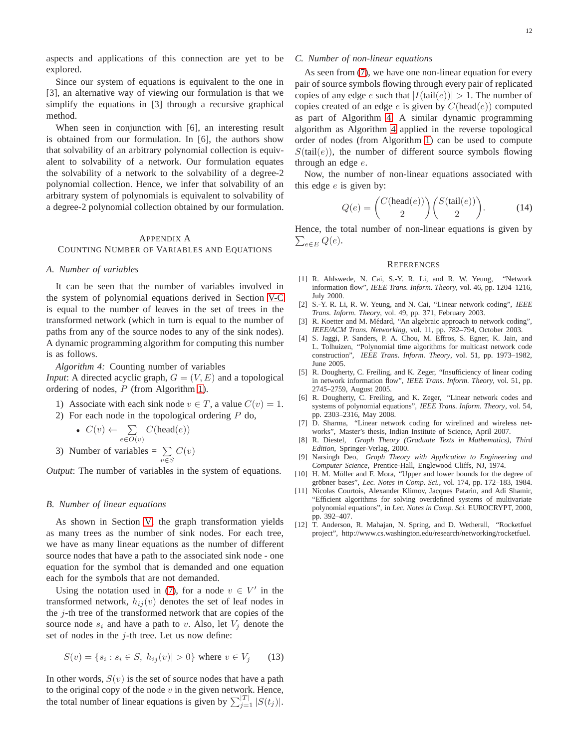aspects and applications of this connection are yet to be explored.

Since our system of equations is equivalent to the one in [3], an alternative way of viewing our formulation is that we simplify the equations in [3] through a recursive graphical method.

When seen in conjunction with [6], an interesting result is obtained from our formulation. In [6], the authors show that solvability of an arbitrary polynomial collection is equivalent to solvability of a network. Our formulation equates the solvability of a network to the solvability of a degree-2 polynomial collection. Hence, we infer that solvability of an arbitrary system of polynomials is equivalent to solvability of a degree-2 polynomial collection obtained by our formulation.

## Appendix A
## Counting Number of Variables and Equations

### A. Number of variables

It can be seen that the number of variables involved in the system of polynomial equations derived in Section V-C is equal to the number of leaves in the set of trees in the transformed network (which in turn is equal to the number of paths from any of the source nodes to any of the sink nodes). A dynamic programming algorithm for computing this number is as follows.

*Algorithm 4:* Counting number of variables
*Input*: A directed acyclic graph, $G = (V, E)$ and a topological ordering of nodes, $P$ (from Algorithm 1).

1) Associate with each sink node $v \in T$, a value $C(v) = 1$.
2) For each node in the topological ordering $P$ do,
   - $C(v) \leftarrow \sum_{e \in O(v)} C(\text{head}(e))$
3) Number of variables = $\sum_{v \in S} C(v)$

*Output*: The number of variables in the system of equations.

### B. Number of linear equations

As shown in Section V, the graph transformation yields as many trees as the number of sink nodes. For each tree, we have as many linear equations as the number of different source nodes that have a path to the associated sink node - one equation for the symbol that is demanded and one equation each for the symbols that are not demanded.

Using the notation used in (7), for a node $v \in V'$ in the transformed network, $h_{ij}(v)$ denotes the set of leaf nodes in the $j$-th tree of the transformed network that are copies of the source node $s_i$ and have a path to $v$. Also, let $V_j$ denote the set of nodes in the $j$-th tree. Let us now define:

$$S(v) = \{s_i : s_i \in S, |h_{ij}(v)| > 0\} \text{ where } v \in V_j \qquad (13)$$

In other words, $S(v)$ is the set of source nodes that have a path to the original copy of the node $v$ in the given network. Hence, the total number of linear equations is given by $\sum_{j=1}^{|T|} |S(t_j)|$.

### C. Number of non-linear equations

As seen from (7), we have one non-linear equation for every pair of source symbols flowing through every pair of replicated copies of any edge $e$ such that $|I(\text{tail}(e))| > 1$. The number of copies created of an edge $e$ is given by $C(\text{head}(e))$ computed as part of Algorithm 4. A similar dynamic programming algorithm as Algorithm 4 applied in the reverse topological order of nodes (from Algorithm 1) can be used to compute $S(\text{tail}(e))$, the number of different source symbols flowing through an edge $e$.

Now, the number of non-linear equations associated with this edge $e$ is given by:

$$Q(e) = \binom{C(\text{head}(e))}{2} \binom{S(\text{tail}(e))}{2}. \qquad (14)$$

Hence, the total number of non-linear equations is given by $\sum_{e \in E} Q(e)$.

## References

[1] R. Ahlswede, N. Cai, S.-Y. R. Li, and R. W. Yeung, "Network information flow", *IEEE Trans. Inform. Theory*, vol. 46, pp. 1204–1216, July 2000.

[2] S.-Y. R. Li, R. W. Yeung, and N. Cai, "Linear network coding", *IEEE Trans. Inform. Theory*, vol. 49, pp. 371, February 2003.

[3] R. Koetter and M. Médard, "An algebraic approach to network coding", *IEEE/ACM Trans. Networking*, vol. 11, pp. 782–794, October 2003.

[4] S. Jaggi, P. Sanders, P. A. Chou, M. Effros, S. Egner, K. Jain, and L. Tolhuizen, "Polynomial time algorithms for multicast network code construction", *IEEE Trans. Inform. Theory*, vol. 51, pp. 1973–1982, June 2005.

[5] R. Dougherty, C. Freiling, and K. Zeger, "Insufficiency of linear coding in network information flow", *IEEE Trans. Inform. Theory*, vol. 51, pp. 2745–2759, August 2005.

[6] R. Dougherty, C. Freiling, and K. Zeger, "Linear network codes and systems of polynomial equations", *IEEE Trans. Inform. Theory*, vol. 54, pp. 2303–2316, May 2008.

[7] D. Sharma, "Linear network coding for wirelined and wireless networks", Master's thesis, Indian Institute of Science, April 2007.

[8] R. Diestel, *Graph Theory (Graduate Texts in Mathematics), Third Edition*, Springer-Verlag, 2000.

[9] Narsingh Deo, *Graph Theory with Application to Engineering and Computer Science*, Prentice-Hall, Englewood Cliffs, NJ, 1974.

[10] H. M. Möller and F. Mora, "Upper and lower bounds for the degree of gröbner bases", *Lec. Notes in Comp. Sci.*, vol. 174, pp. 172–183, 1984.

[11] Nicolas Courtois, Alexander Klimov, Jacques Patarin, and Adi Shamir, "Efficient algorithms for solving overdefined systems of multivariate polynomial equations", in *Lec. Notes in Comp. Sci.* EUROCRYPT, 2000, pp. 392–407.

[12] T. Anderson, R. Mahajan, N. Spring, and D. Wetherall, "Rocketfuel project", http://www.cs.washington.edu/research/networking/rocketfuel.